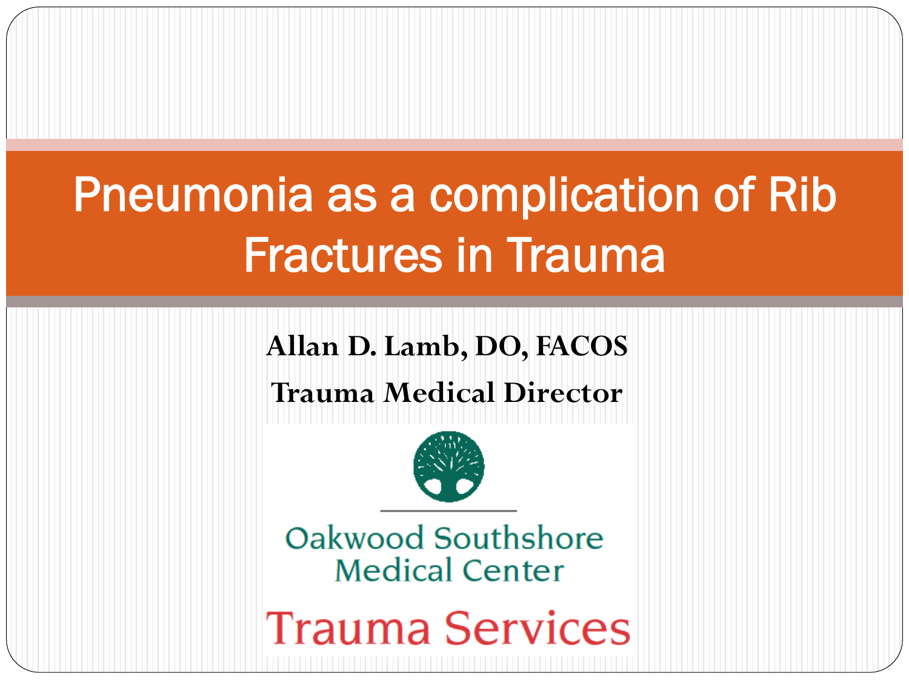# Pneumonia as a complication of Rib Fractures in Trauma

**Allan D. Lamb, DO, FACOS**

**Trauma Medical Director**

Oakwood Southshore Medical Center

Trauma Services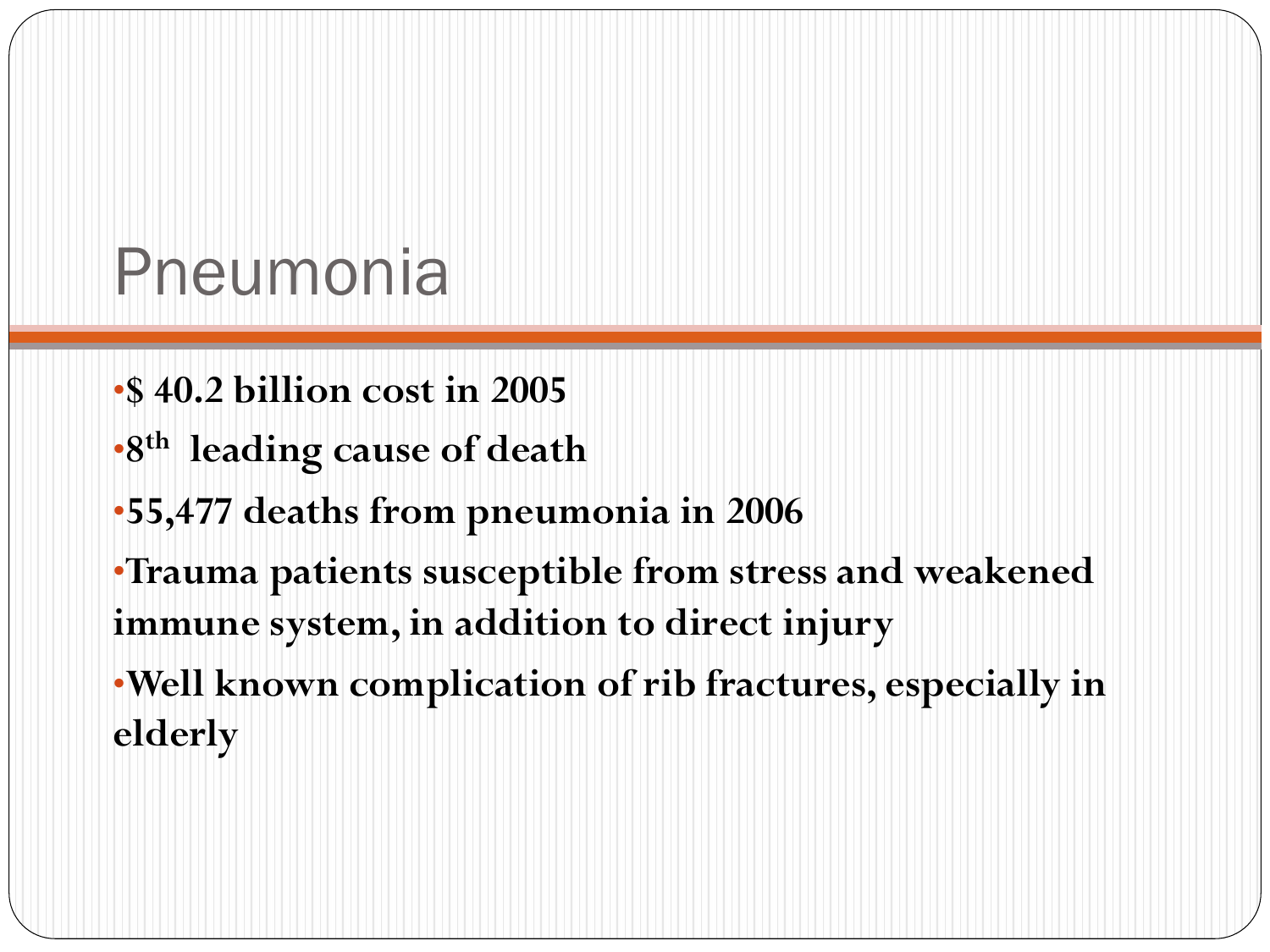# Pneumonia

- **$ 40.2 billion cost in 2005**
- **8$^{th}$ leading cause of death**
- **55,477 deaths from pneumonia in 2006**
- **Trauma patients susceptible from stress and weakened immune system, in addition to direct injury**
- **Well known complication of rib fractures, especially in elderly**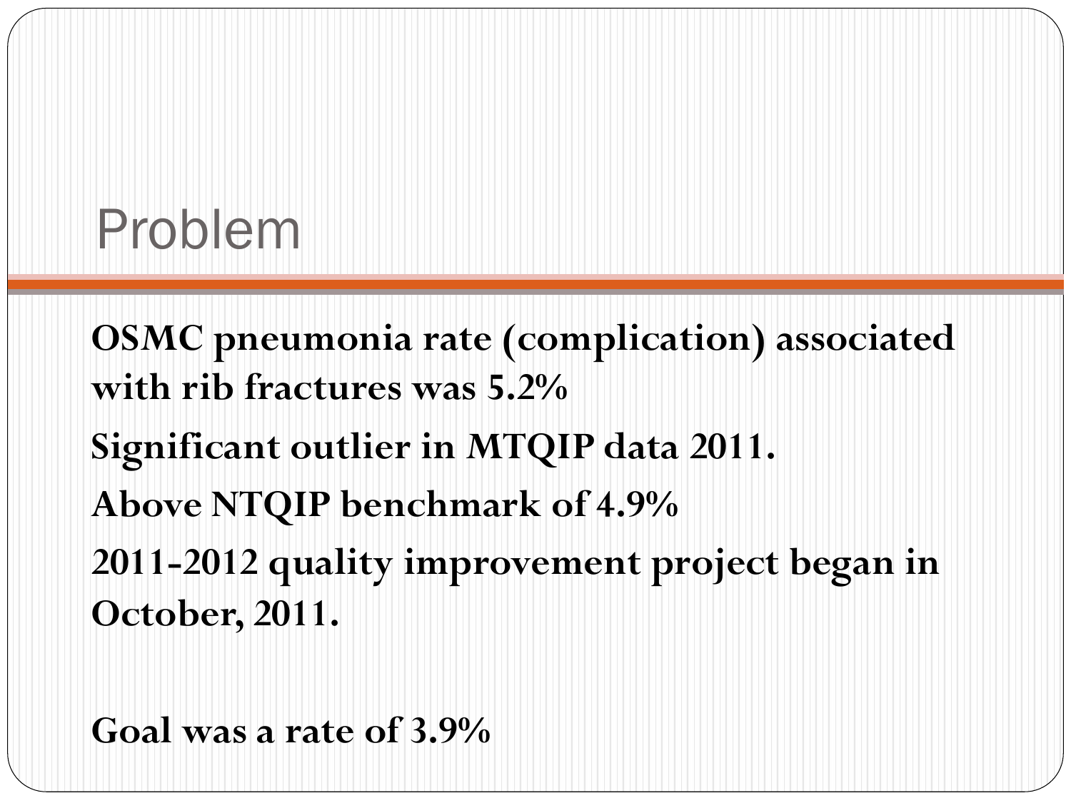# Problem

**OSMC pneumonia rate (complication) associated with rib fractures was 5.2%**

**Significant outlier in MTQIP data 2011.**

**Above NTQIP benchmark of 4.9%**

**2011-2012 quality improvement project began in October, 2011.**

**Goal was a rate of 3.9%**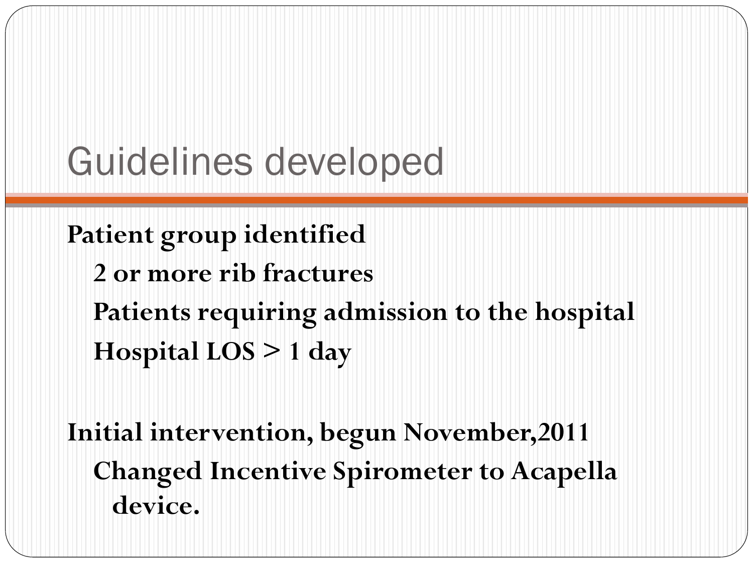# Guidelines developed

**Patient group identified**

- **2 or more rib fractures**
- **Patients requiring admission to the hospital**
- **Hospital LOS > 1 day**

**Initial intervention, begun November,2011**

- **Changed Incentive Spirometer to Acapella device.**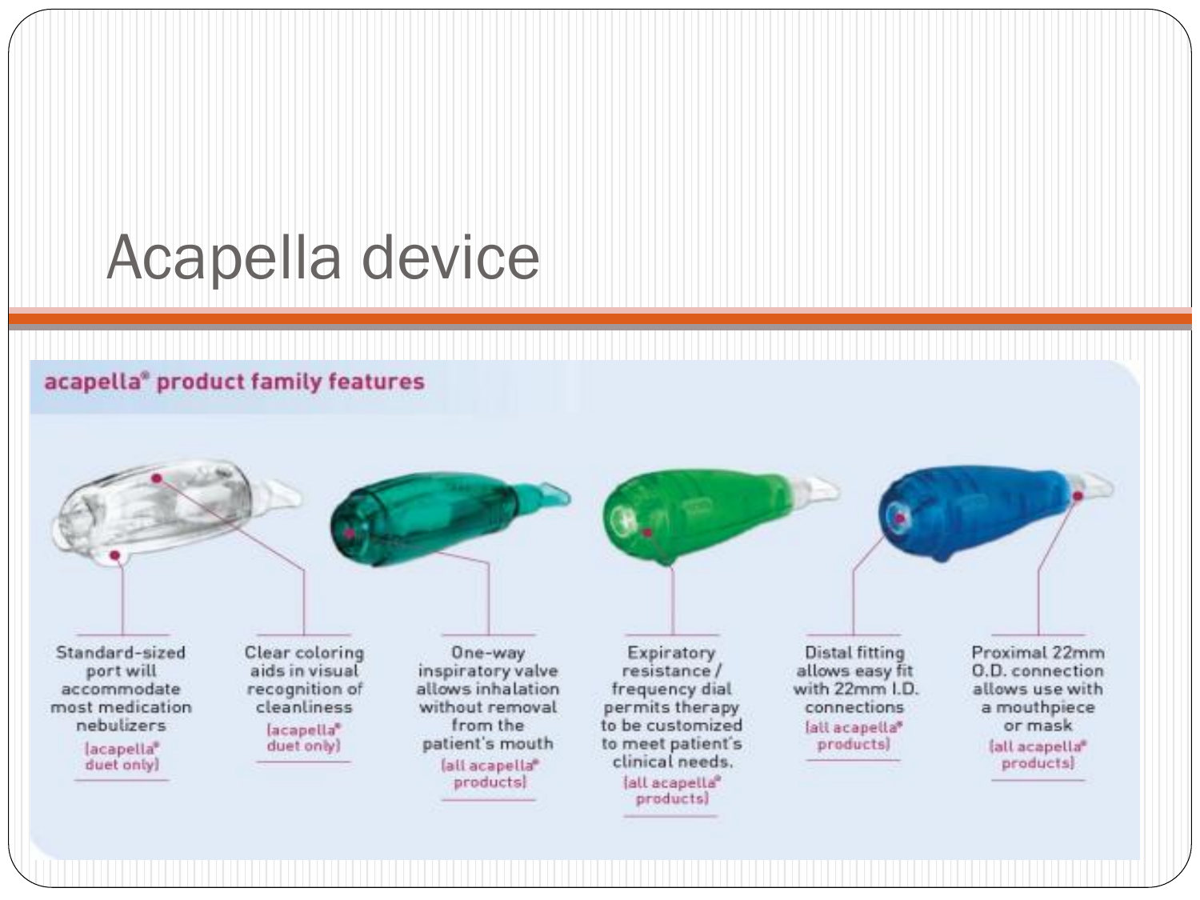# Acapella device

**acapella® product family features**

- Standard-sized port will accommodate most medication nebulizers (acapella® duet only)
- Clear coloring aids in visual recognition of cleanliness (acapella® duet only)
- One-way inspiratory valve allows inhalation without removal from the patient's mouth (all acapella® products)
- Expiratory resistance / frequency dial permits therapy to be customized to meet patient's clinical needs. (all acapella® products)
- Distal fitting allows easy fit with 22mm I.D. connections (all acapella® products)
- Proximal 22mm O.D. connection allows use with a mouthpiece or mask (all acapella® products)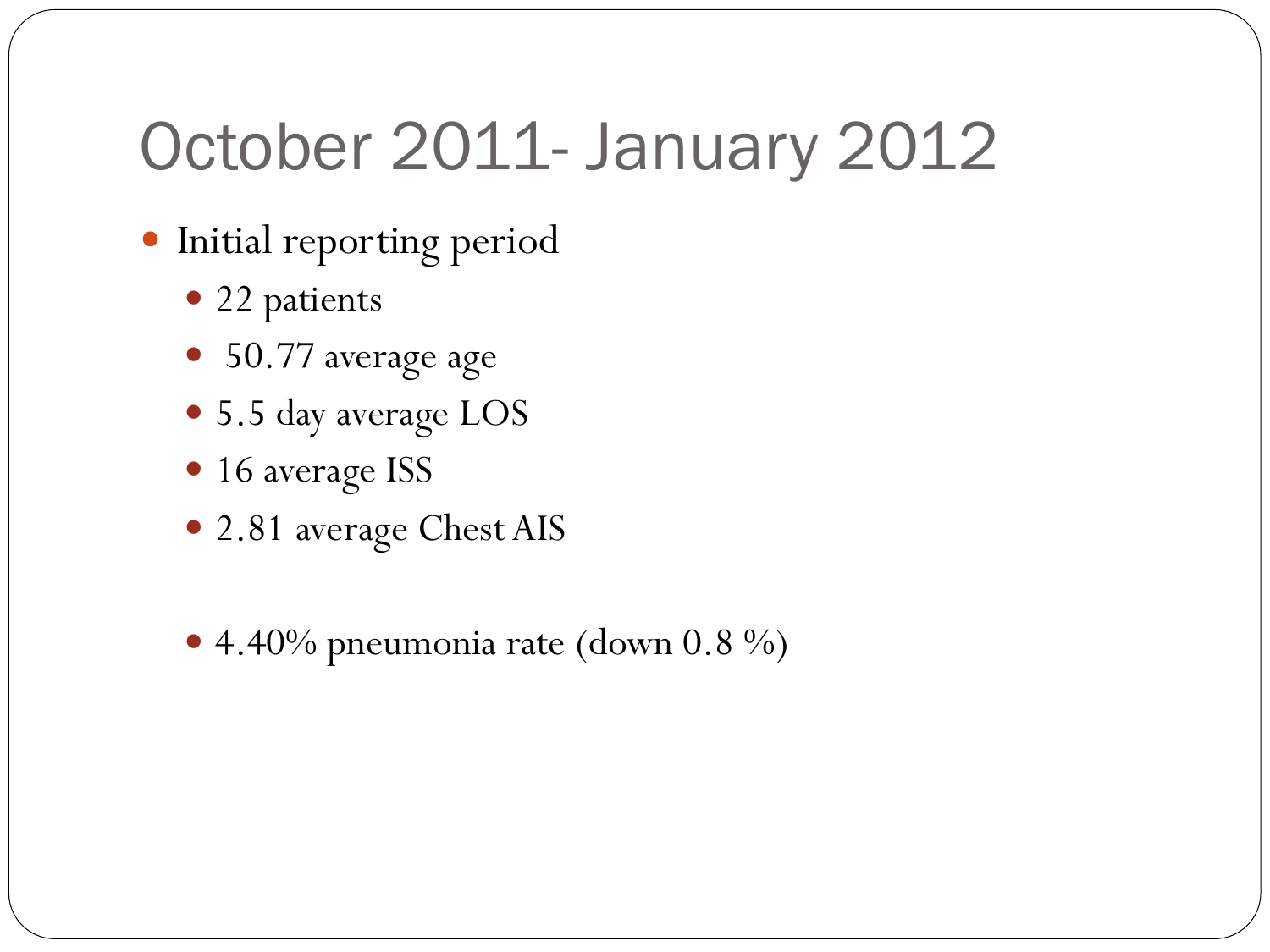# October 2011- January 2012

- Initial reporting period
  - 22 patients
  - 50.77 average age
  - 5.5 day average LOS
  - 16 average ISS
  - 2.81 average Chest AIS

  - 4.40% pneumonia rate (down 0.8 %)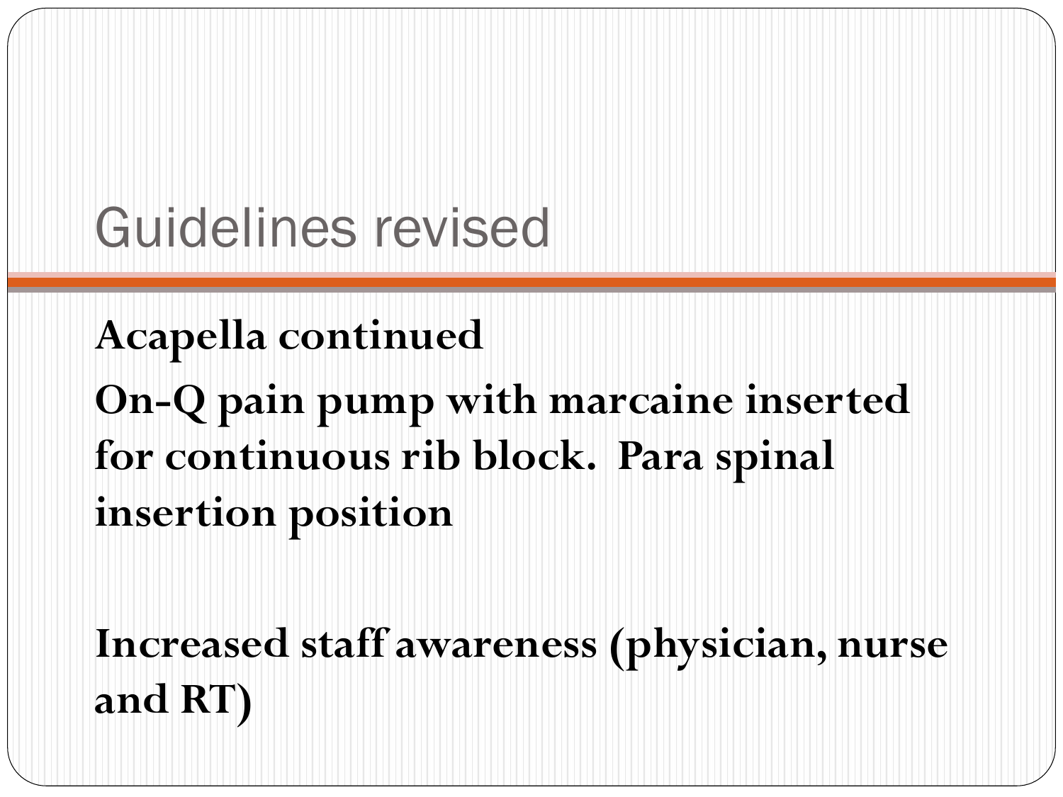# Guidelines revised

**Acapella continued**

**On-Q pain pump with marcaine inserted for continuous rib block. Para spinal insertion position**

**Increased staff awareness (physician, nurse and RT)**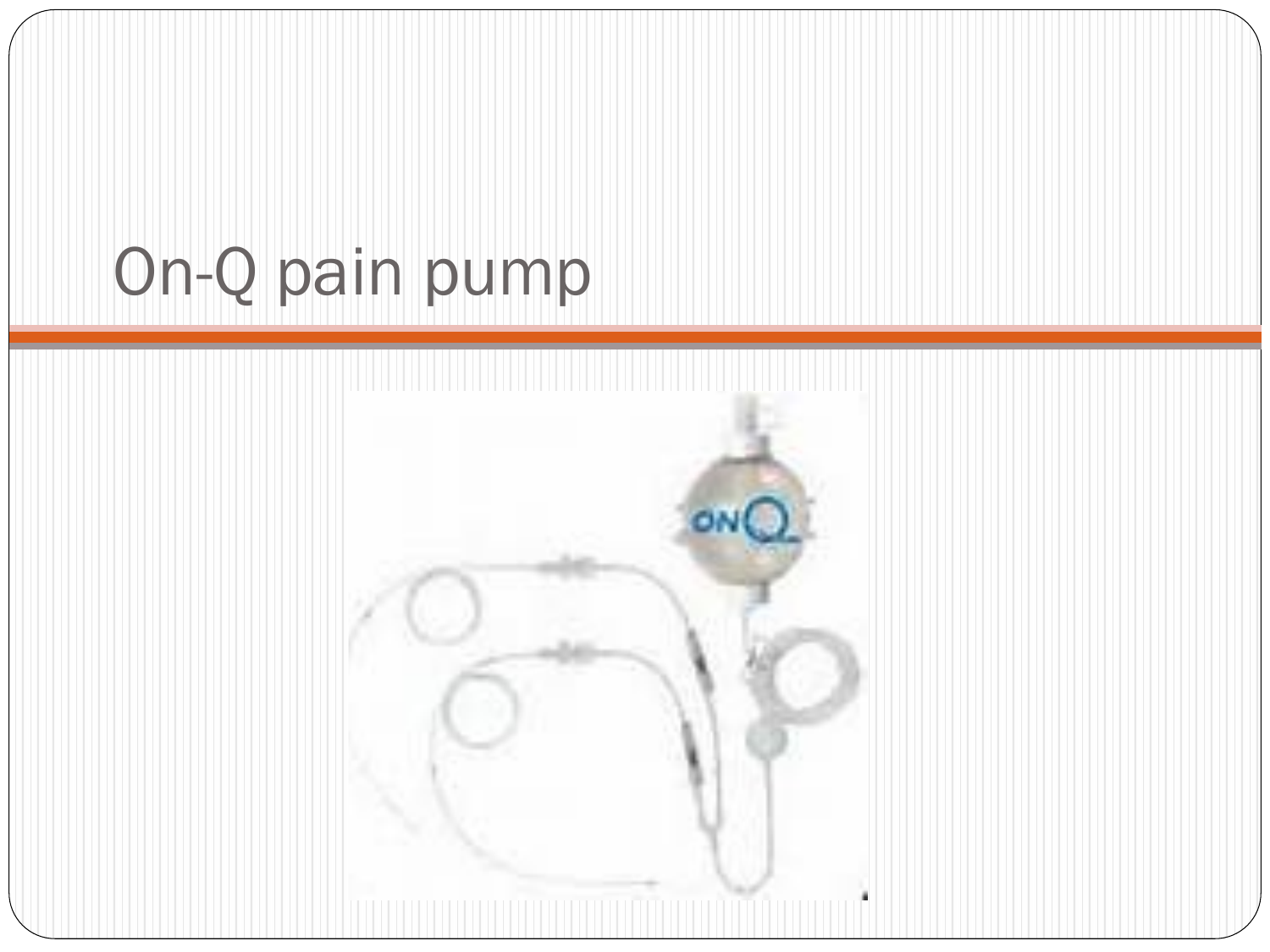# On-Q pain pump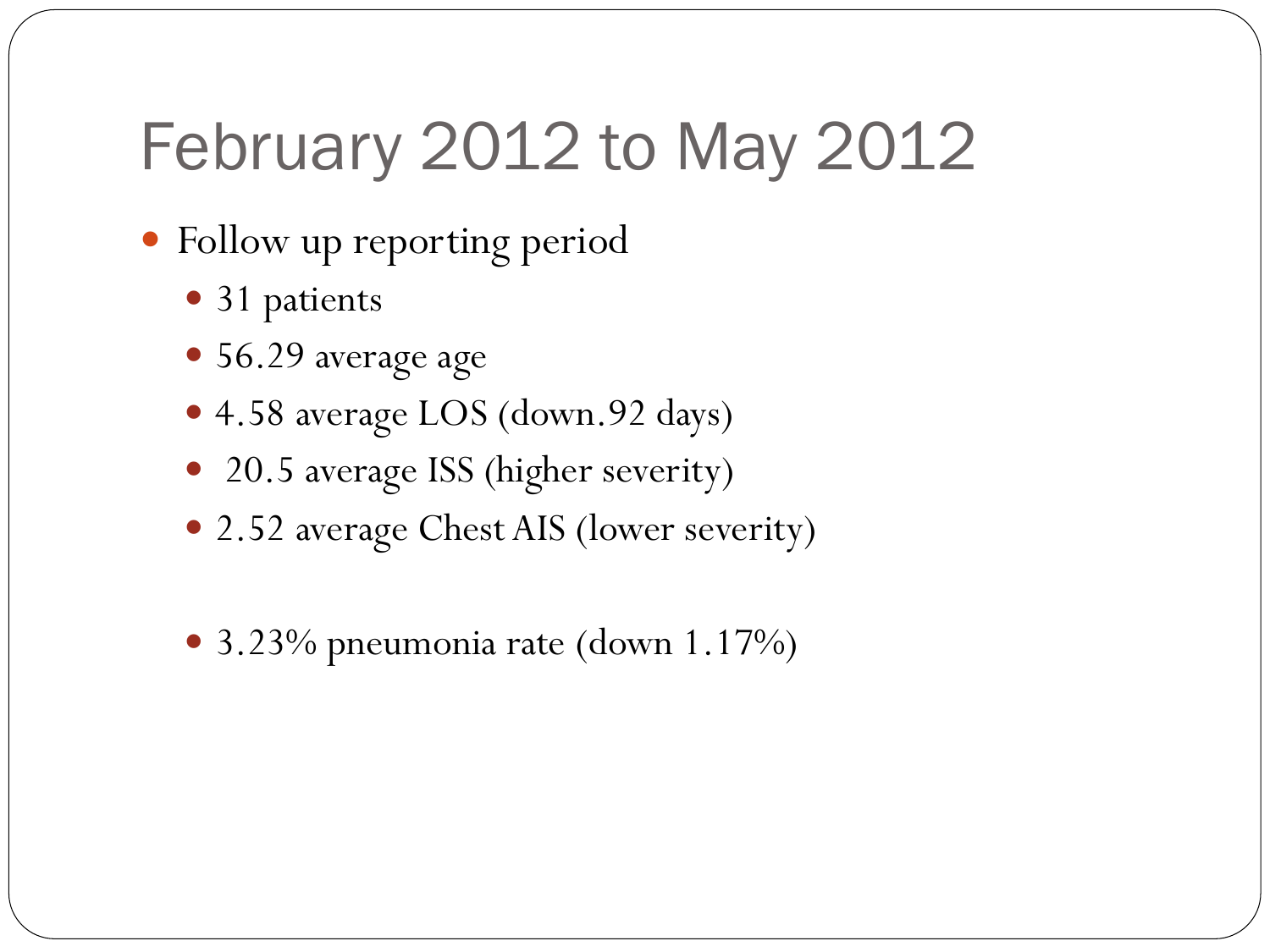# February 2012 to May 2012

- Follow up reporting period
  - 31 patients
  - 56.29 average age
  - 4.58 average LOS (down.92 days)
  - 20.5 average ISS (higher severity)
  - 2.52 average Chest AIS (lower severity)

  - 3.23% pneumonia rate (down 1.17%)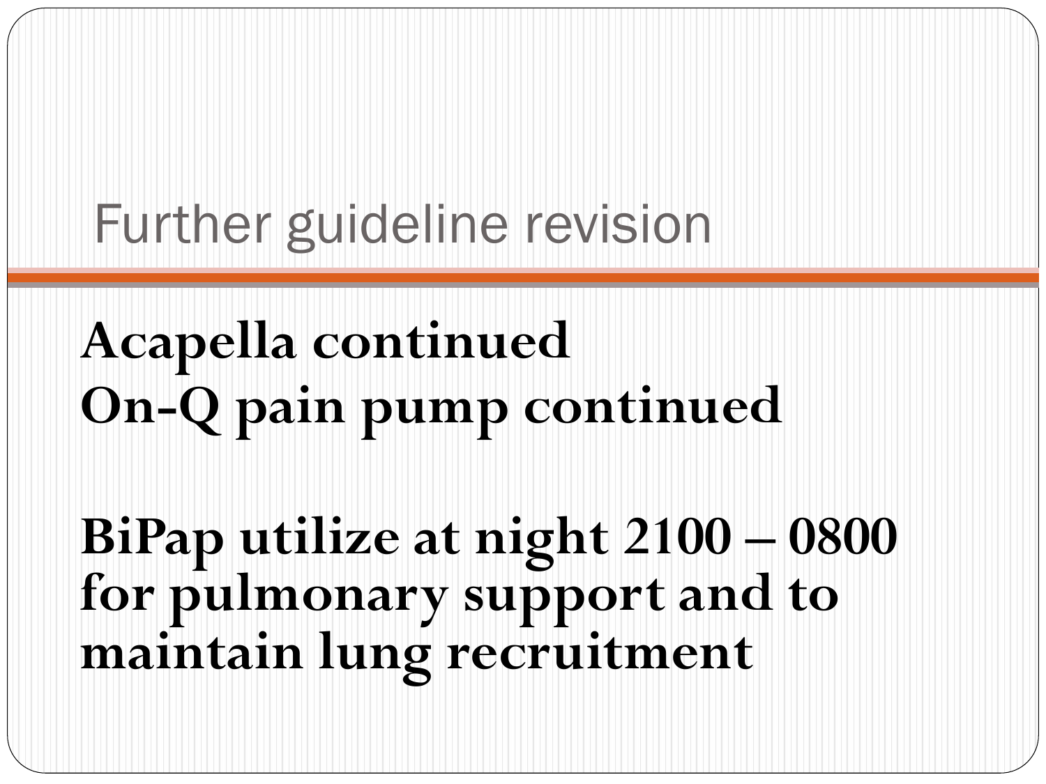# Further guideline revision

**Acapella continued**
**On-Q pain pump continued**

**BiPap utilize at night 2100 – 0800 for pulmonary support and to maintain lung recruitment**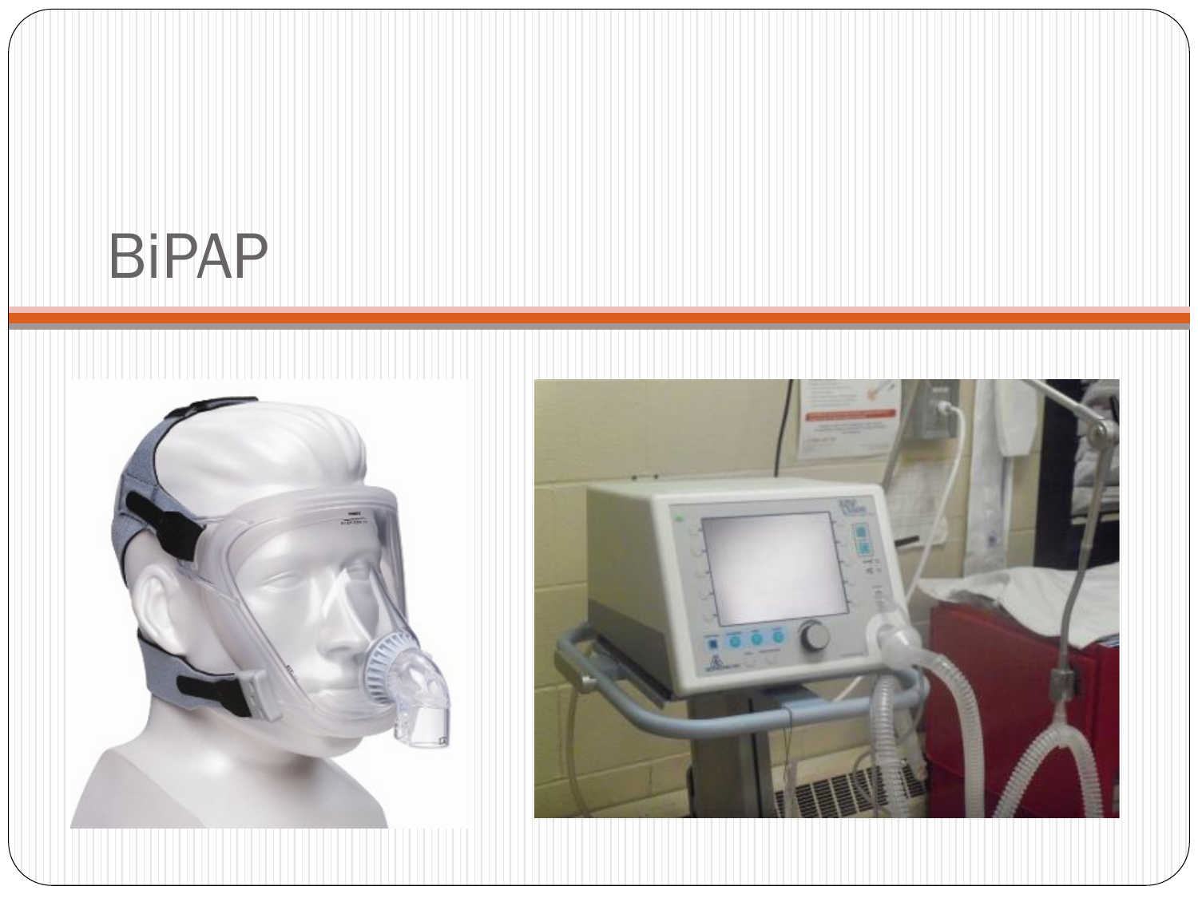# BiPAP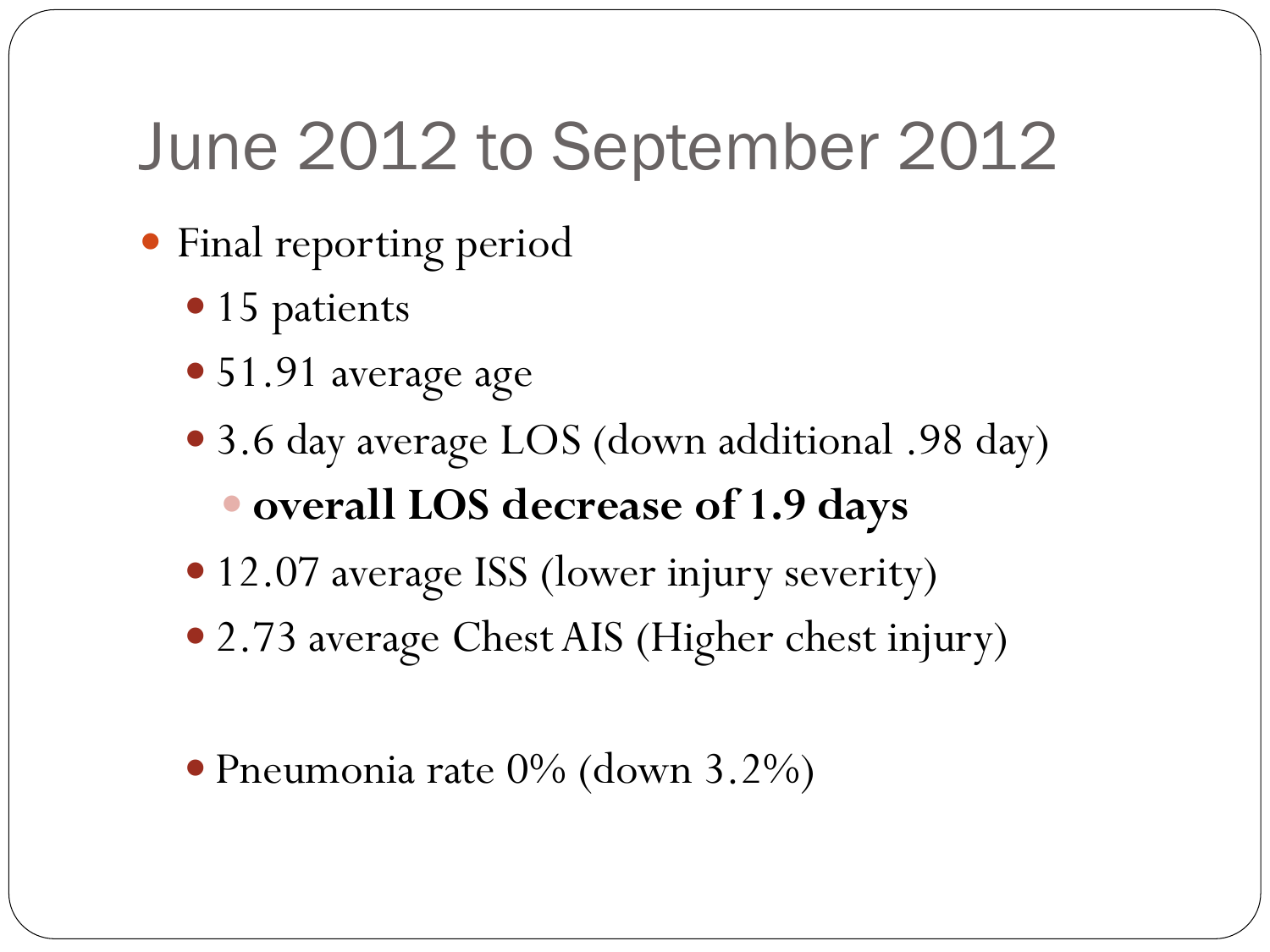# June 2012 to September 2012

- Final reporting period
  - 15 patients
  - 51.91 average age
  - 3.6 day average LOS (down additional .98 day)
    - **overall LOS decrease of 1.9 days**
  - 12.07 average ISS (lower injury severity)
  - 2.73 average Chest AIS (Higher chest injury)

  - Pneumonia rate 0% (down 3.2%)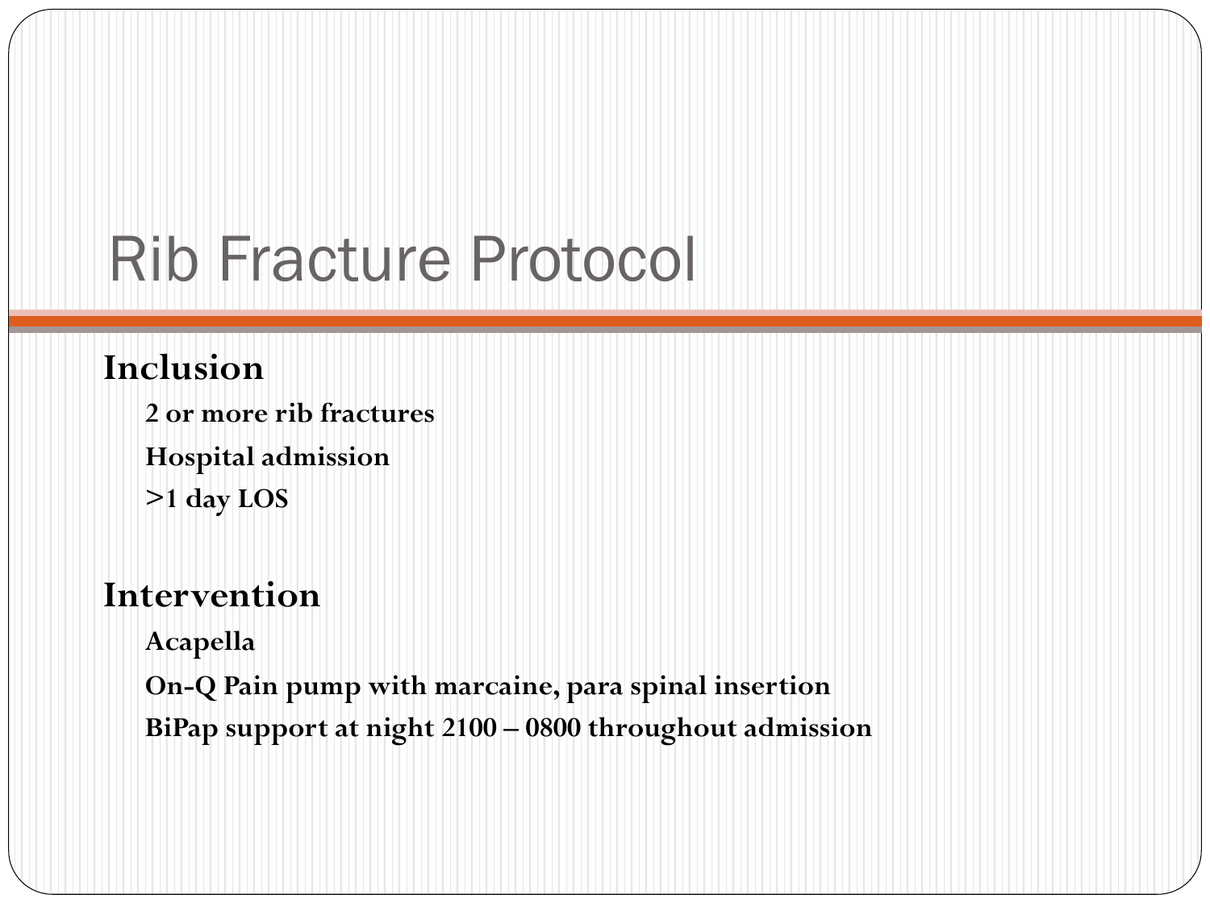# Rib Fracture Protocol

**Inclusion**

- **2 or more rib fractures**
- **Hospital admission**
- **>1 day LOS**

**Intervention**

- **Acapella**
- **On-Q Pain pump with marcaine, para spinal insertion**
- **BiPap support at night 2100 – 0800 throughout admission**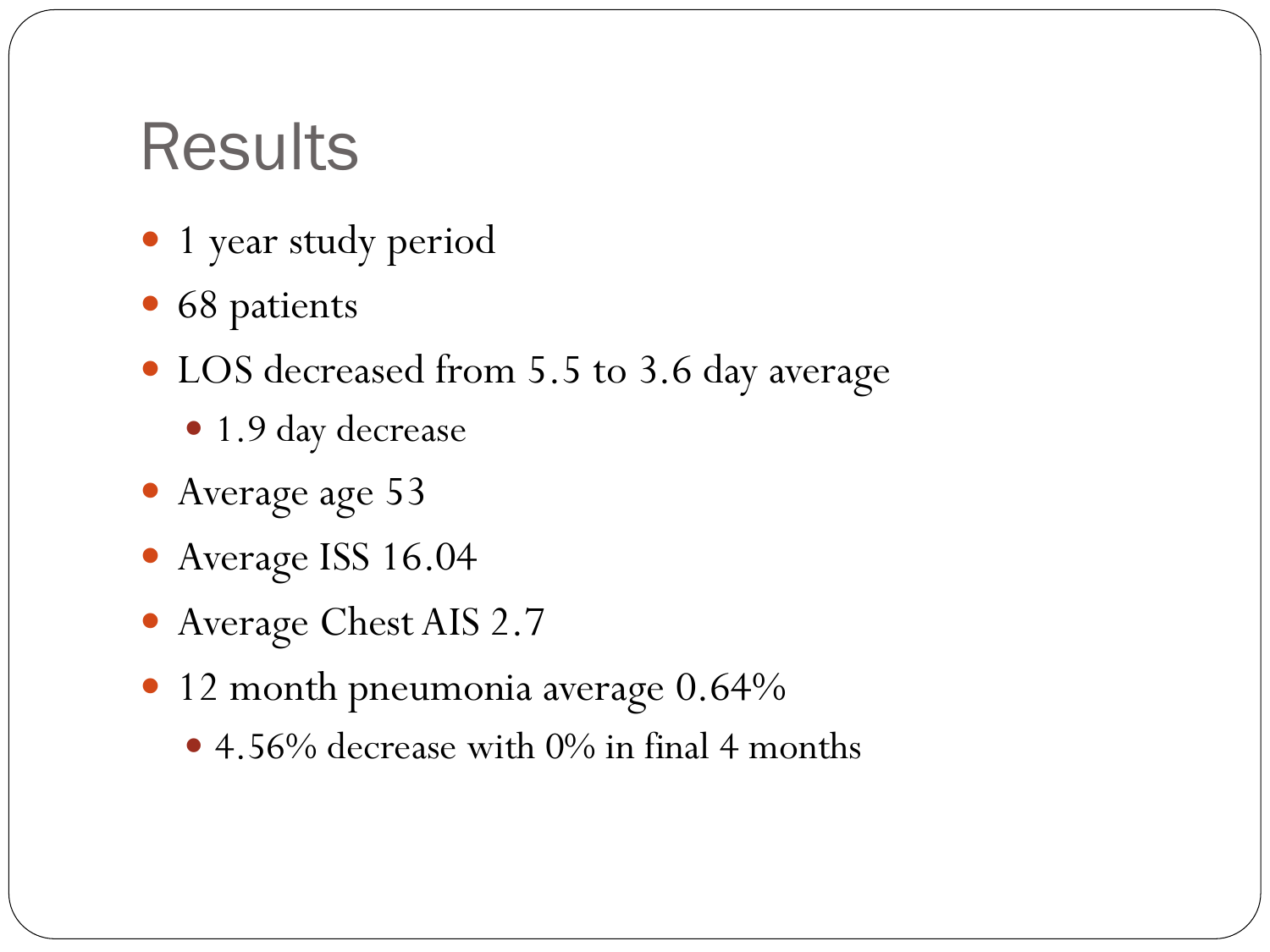# Results

- 1 year study period
- 68 patients
- LOS decreased from 5.5 to 3.6 day average
  - 1.9 day decrease
- Average age 53
- Average ISS 16.04
- Average Chest AIS 2.7
- 12 month pneumonia average 0.64%
  - 4.56% decrease with 0% in final 4 months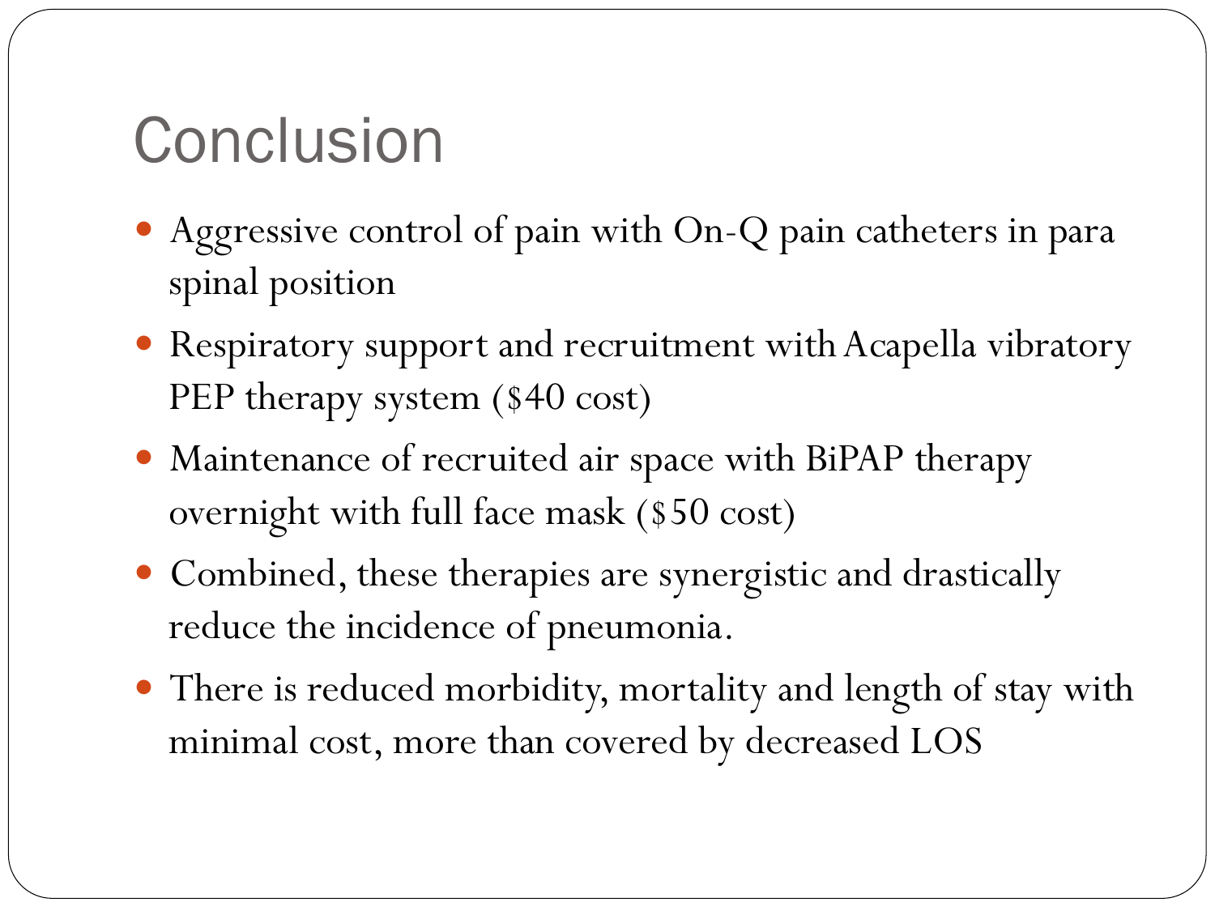# Conclusion

- Aggressive control of pain with On-Q pain catheters in para spinal position
- Respiratory support and recruitment with Acapella vibratory PEP therapy system ($40 cost)
- Maintenance of recruited air space with BiPAP therapy overnight with full face mask ($50 cost)
- Combined, these therapies are synergistic and drastically reduce the incidence of pneumonia.
- There is reduced morbidity, mortality and length of stay with minimal cost, more than covered by decreased LOS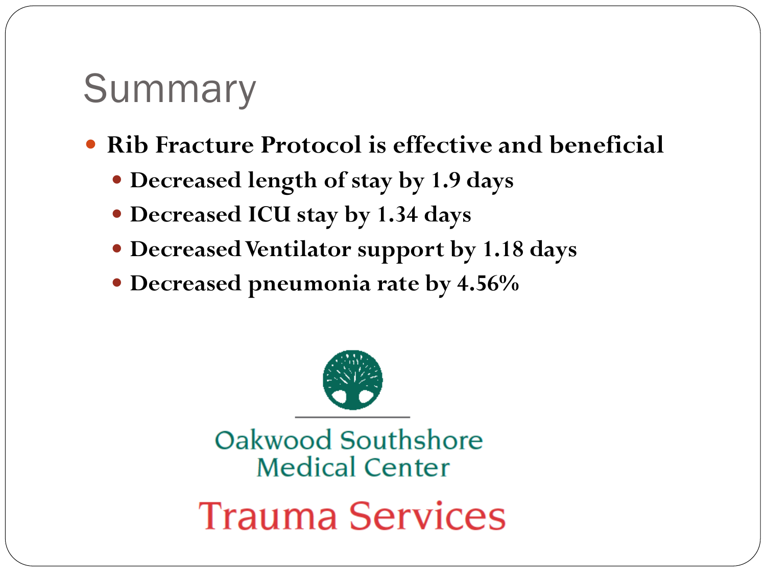# Summary

- **Rib Fracture Protocol is effective and beneficial**
  - **Decreased length of stay by 1.9 days**
  - **Decreased ICU stay by 1.34 days**
  - **Decreased Ventilator support by 1.18 days**
  - **Decreased pneumonia rate by 4.56%**

Oakwood Southshore Medical Center

Trauma Services